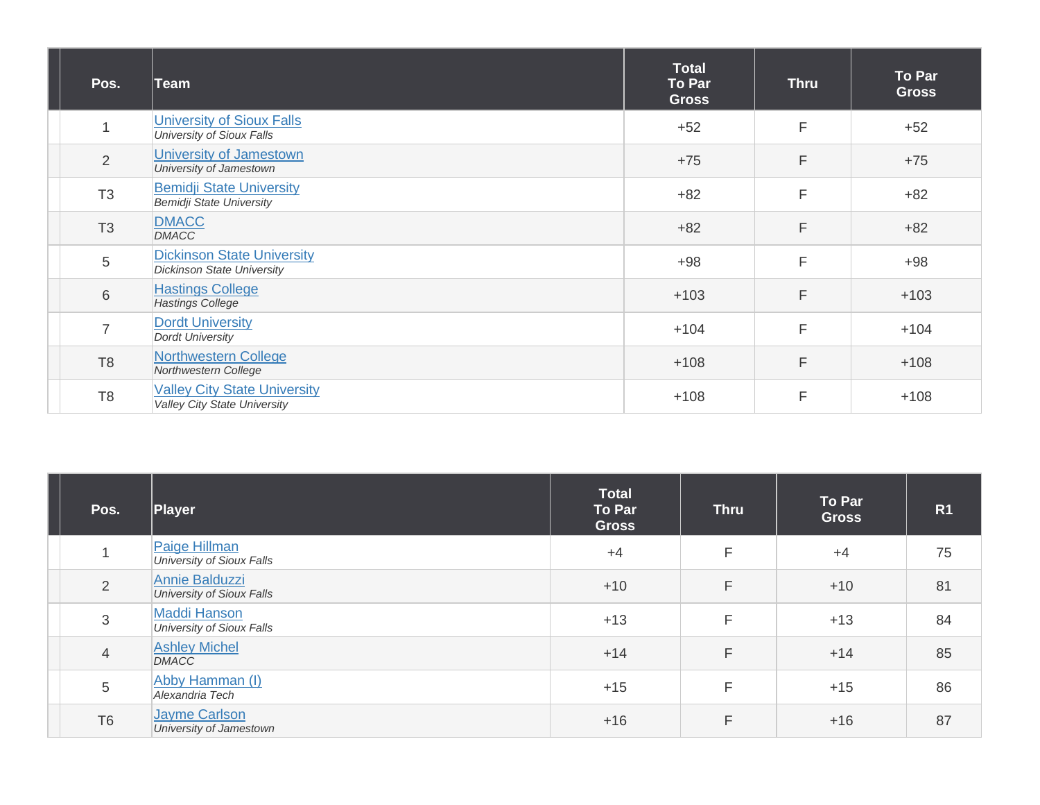| Pos. | Team | Total To Par Gross | Thru | To Par Gross |
|---|---|---|---|---|
| 1 | University of Sioux Falls<br>*University of Sioux Falls* | +52 | F | +52 |
| 2 | University of Jamestown<br>*University of Jamestown* | +75 | F | +75 |
| T3 | Bemidji State University<br>*Bemidji State University* | +82 | F | +82 |
| T3 | DMACC<br>*DMACC* | +82 | F | +82 |
| 5 | Dickinson State University<br>*Dickinson State University* | +98 | F | +98 |
| 6 | Hastings College<br>*Hastings College* | +103 | F | +103 |
| 7 | Dordt University<br>*Dordt University* | +104 | F | +104 |
| T8 | Northwestern College<br>*Northwestern College* | +108 | F | +108 |
| T8 | Valley City State University<br>*Valley City State University* | +108 | F | +108 |

| Pos. | Player | Total To Par Gross | Thru | To Par Gross | R1 |
|---|---|---|---|---|---|
| 1 | Paige Hillman<br>*University of Sioux Falls* | +4 | F | +4 | 75 |
| 2 | Annie Balduzzi<br>*University of Sioux Falls* | +10 | F | +10 | 81 |
| 3 | Maddi Hanson<br>*University of Sioux Falls* | +13 | F | +13 | 84 |
| 4 | Ashley Michel<br>*DMACC* | +14 | F | +14 | 85 |
| 5 | Abby Hamman (I)<br>*Alexandria Tech* | +15 | F | +15 | 86 |
| T6 | Jayme Carlson<br>*University of Jamestown* | +16 | F | +16 | 87 |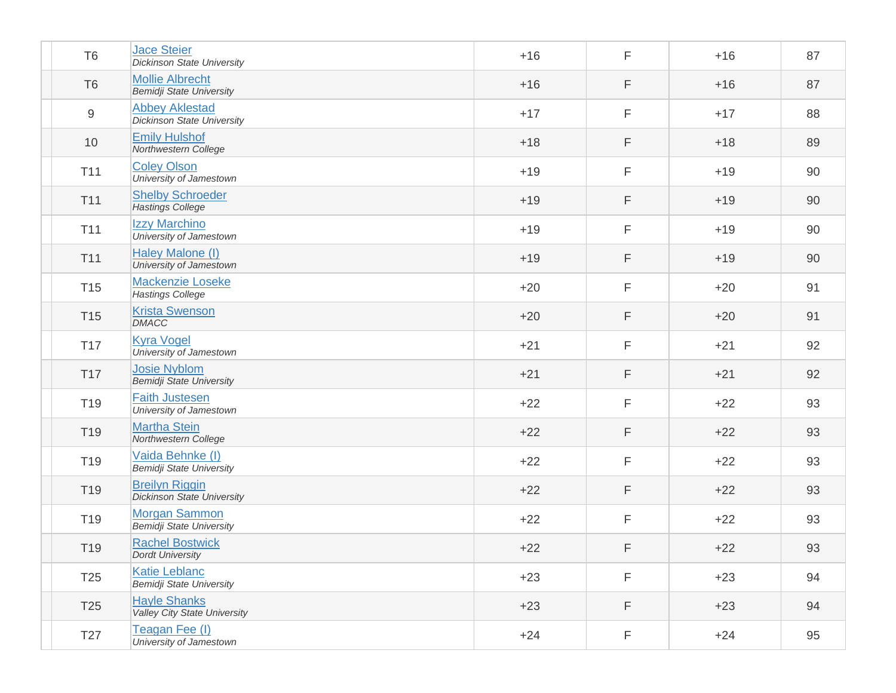| | Pos | Player | To Par | Thru | Total | Score |
|---|---|---|---|---|---|---|
| | T6 | Jace Steier<br>*Dickinson State University* | +16 | F | +16 | 87 |
| | T6 | Mollie Albrecht<br>*Bemidji State University* | +16 | F | +16 | 87 |
| | 9 | Abbey Aklestad<br>*Dickinson State University* | +17 | F | +17 | 88 |
| | 10 | Emily Hulshof<br>*Northwestern College* | +18 | F | +18 | 89 |
| | T11 | Coley Olson<br>*University of Jamestown* | +19 | F | +19 | 90 |
| | T11 | Shelby Schroeder<br>*Hastings College* | +19 | F | +19 | 90 |
| | T11 | Izzy Marchino<br>*University of Jamestown* | +19 | F | +19 | 90 |
| | T11 | Haley Malone (I)<br>*University of Jamestown* | +19 | F | +19 | 90 |
| | T15 | Mackenzie Loseke<br>*Hastings College* | +20 | F | +20 | 91 |
| | T15 | Krista Swenson<br>*DMACC* | +20 | F | +20 | 91 |
| | T17 | Kyra Vogel<br>*University of Jamestown* | +21 | F | +21 | 92 |
| | T17 | Josie Nyblom<br>*Bemidji State University* | +21 | F | +21 | 92 |
| | T19 | Faith Justesen<br>*University of Jamestown* | +22 | F | +22 | 93 |
| | T19 | Martha Stein<br>*Northwestern College* | +22 | F | +22 | 93 |
| | T19 | Vaida Behnke (I)<br>*Bemidji State University* | +22 | F | +22 | 93 |
| | T19 | Breilyn Riggin<br>*Dickinson State University* | +22 | F | +22 | 93 |
| | T19 | Morgan Sammon<br>*Bemidji State University* | +22 | F | +22 | 93 |
| | T19 | Rachel Bostwick<br>*Dordt University* | +22 | F | +22 | 93 |
| | T25 | Katie Leblanc<br>*Bemidji State University* | +23 | F | +23 | 94 |
| | T25 | Hayle Shanks<br>*Valley City State University* | +23 | F | +23 | 94 |
| | T27 | Teagan Fee (I)<br>*University of Jamestown* | +24 | F | +24 | 95 |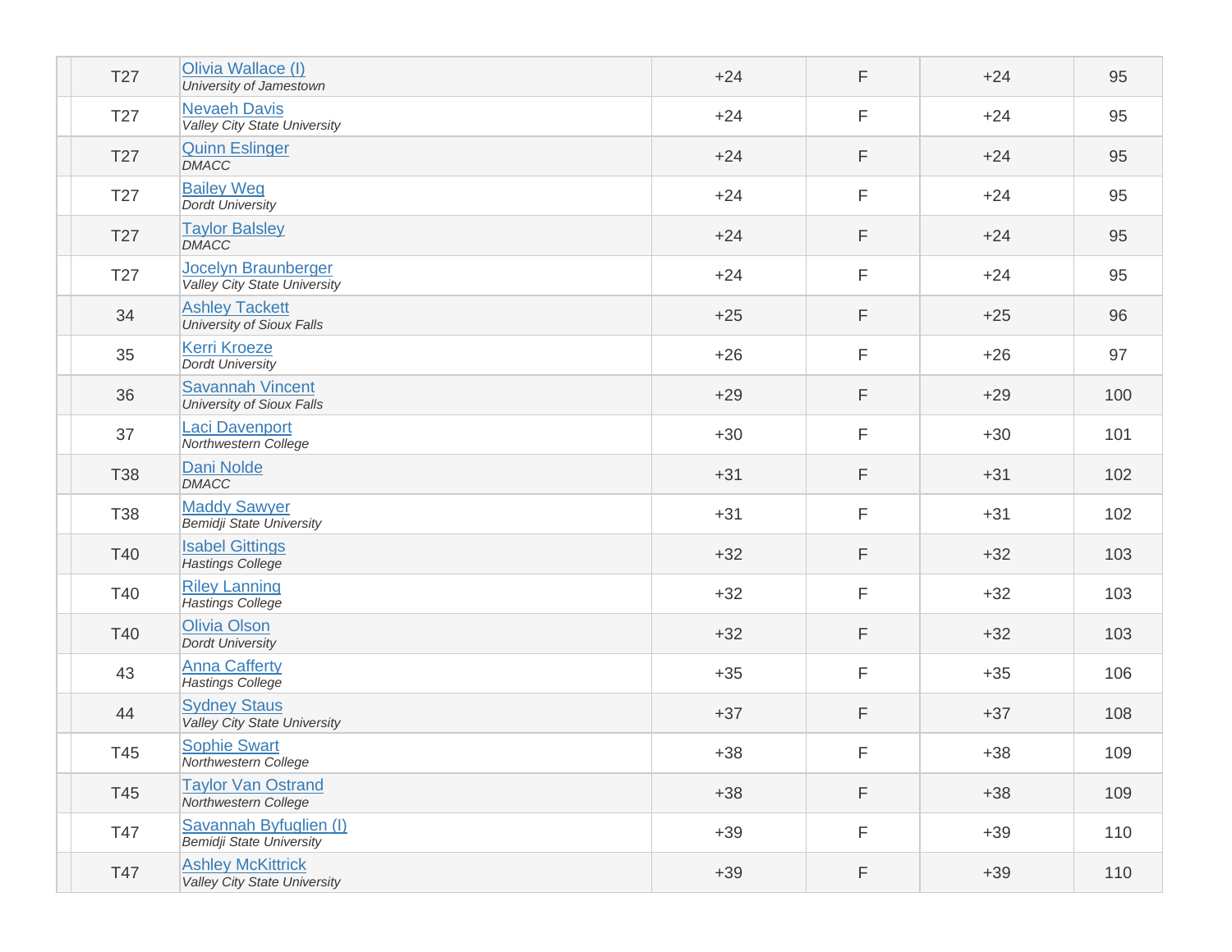| | | | | | | |
|---|---|---|---|---|---|---|
| | T27 | Olivia Wallace (I)<br>*University of Jamestown* | +24 | F | +24 | 95 |
| | T27 | Nevaeh Davis<br>*Valley City State University* | +24 | F | +24 | 95 |
| | T27 | Quinn Eslinger<br>*DMACC* | +24 | F | +24 | 95 |
| | T27 | Bailey Weg<br>*Dordt University* | +24 | F | +24 | 95 |
| | T27 | Taylor Balsley<br>*DMACC* | +24 | F | +24 | 95 |
| | T27 | Jocelyn Braunberger<br>*Valley City State University* | +24 | F | +24 | 95 |
| | 34 | Ashley Tackett<br>*University of Sioux Falls* | +25 | F | +25 | 96 |
| | 35 | Kerri Kroeze<br>*Dordt University* | +26 | F | +26 | 97 |
| | 36 | Savannah Vincent<br>*University of Sioux Falls* | +29 | F | +29 | 100 |
| | 37 | Laci Davenport<br>*Northwestern College* | +30 | F | +30 | 101 |
| | T38 | Dani Nolde<br>*DMACC* | +31 | F | +31 | 102 |
| | T38 | Maddy Sawyer<br>*Bemidji State University* | +31 | F | +31 | 102 |
| | T40 | Isabel Gittings<br>*Hastings College* | +32 | F | +32 | 103 |
| | T40 | Riley Lanning<br>*Hastings College* | +32 | F | +32 | 103 |
| | T40 | Olivia Olson<br>*Dordt University* | +32 | F | +32 | 103 |
| | 43 | Anna Cafferty<br>*Hastings College* | +35 | F | +35 | 106 |
| | 44 | Sydney Staus<br>*Valley City State University* | +37 | F | +37 | 108 |
| | T45 | Sophie Swart<br>*Northwestern College* | +38 | F | +38 | 109 |
| | T45 | Taylor Van Ostrand<br>*Northwestern College* | +38 | F | +38 | 109 |
| | T47 | Savannah Byfuglien (I)<br>*Bemidji State University* | +39 | F | +39 | 110 |
| | T47 | Ashley McKittrick<br>*Valley City State University* | +39 | F | +39 | 110 |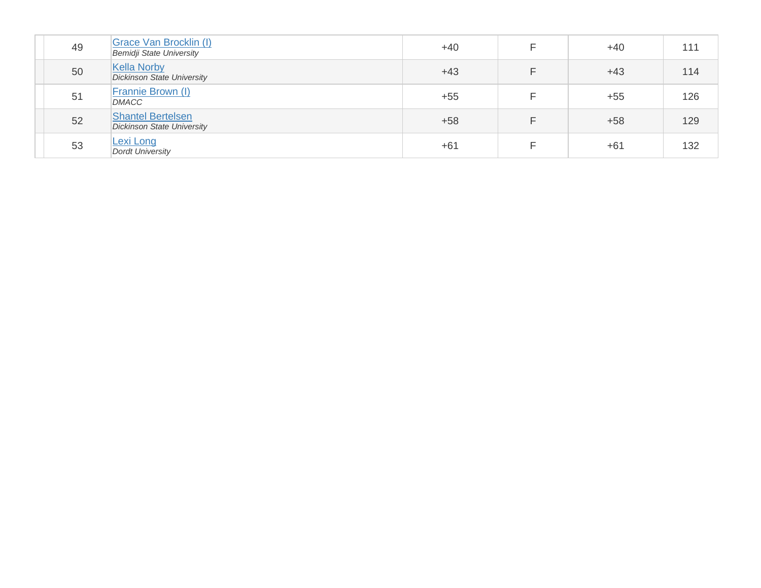| | | | | | | |
|---|---|---|---|---|---|---|
| | 49 | Grace Van Brocklin (I)<br>*Bemidji State University* | +40 | F | +40 | 111 |
| | 50 | Kella Norby<br>*Dickinson State University* | +43 | F | +43 | 114 |
| | 51 | Frannie Brown (I)<br>*DMACC* | +55 | F | +55 | 126 |
| | 52 | Shantel Bertelsen<br>*Dickinson State University* | +58 | F | +58 | 129 |
| | 53 | Lexi Long<br>*Dordt University* | +61 | F | +61 | 132 |